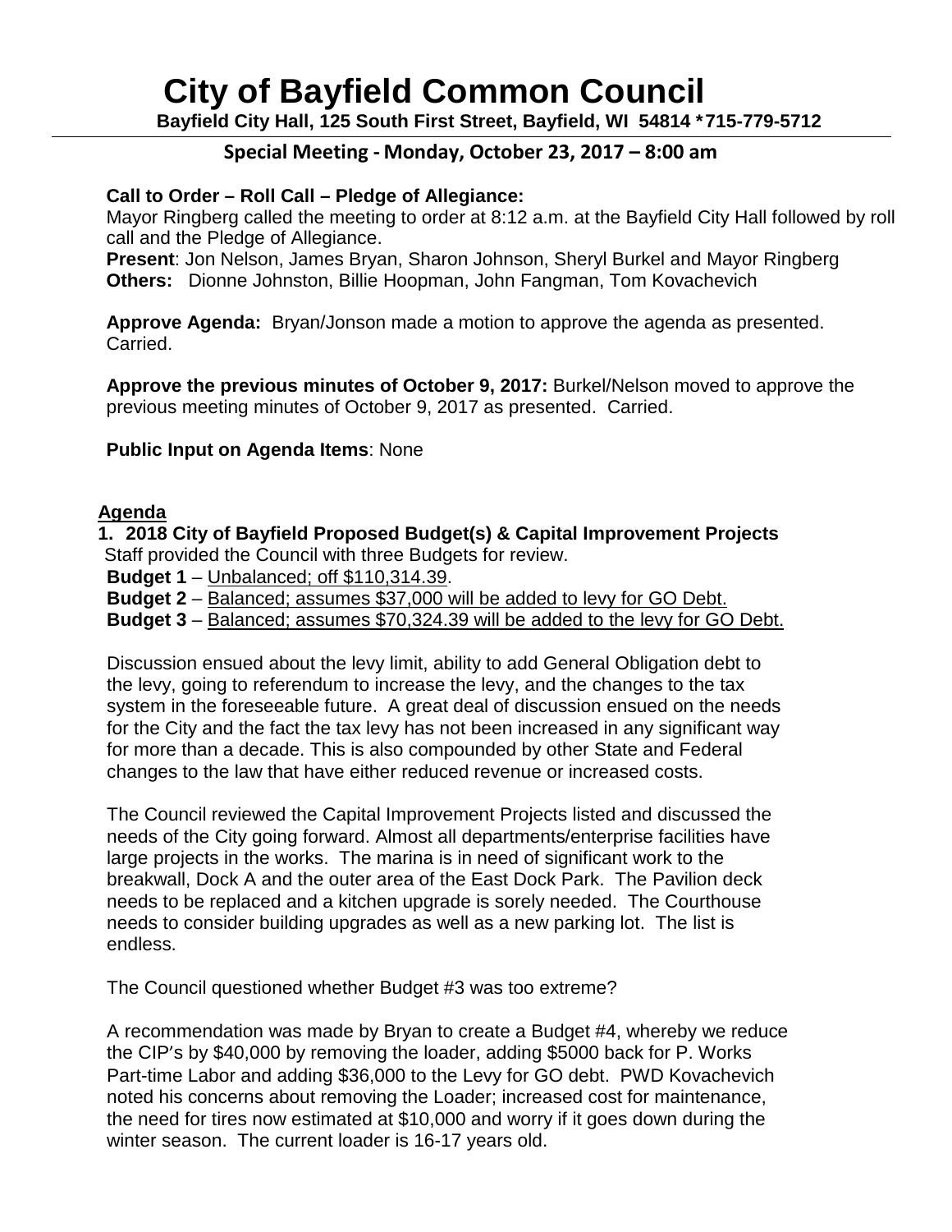# City of Bayfield Common Council

**Bayfield City Hall, 125 South First Street, Bayfield, WI 54814 *715-779-5712**

## Special Meeting - Monday, October 23, 2017 – 8:00 am

**Call to Order – Roll Call – Pledge of Allegiance:**
Mayor Ringberg called the meeting to order at 8:12 a.m. at the Bayfield City Hall followed by roll call and the Pledge of Allegiance.
**Present**: Jon Nelson, James Bryan, Sharon Johnson, Sheryl Burkel and Mayor Ringberg
**Others:** Dionne Johnston, Billie Hoopman, John Fangman, Tom Kovachevich

**Approve Agenda:** Bryan/Jonson made a motion to approve the agenda as presented. Carried.

**Approve the previous minutes of October 9, 2017:** Burkel/Nelson moved to approve the previous meeting minutes of October 9, 2017 as presented. Carried.

**Public Input on Agenda Items**: None

**Agenda**

**1. 2018 City of Bayfield Proposed Budget(s) & Capital Improvement Projects**
Staff provided the Council with three Budgets for review.
**Budget 1** – Unbalanced; off $110,314.39.
**Budget 2** – Balanced; assumes $37,000 will be added to levy for GO Debt.
**Budget 3** – Balanced; assumes $70,324.39 will be added to the levy for GO Debt.

Discussion ensued about the levy limit, ability to add General Obligation debt to the levy, going to referendum to increase the levy, and the changes to the tax system in the foreseeable future. A great deal of discussion ensued on the needs for the City and the fact the tax levy has not been increased in any significant way for more than a decade. This is also compounded by other State and Federal changes to the law that have either reduced revenue or increased costs.

The Council reviewed the Capital Improvement Projects listed and discussed the needs of the City going forward. Almost all departments/enterprise facilities have large projects in the works. The marina is in need of significant work to the breakwall, Dock A and the outer area of the East Dock Park. The Pavilion deck needs to be replaced and a kitchen upgrade is sorely needed. The Courthouse needs to consider building upgrades as well as a new parking lot. The list is endless.

The Council questioned whether Budget #3 was too extreme?

A recommendation was made by Bryan to create a Budget #4, whereby we reduce the CIP's by $40,000 by removing the loader, adding $5000 back for P. Works Part-time Labor and adding $36,000 to the Levy for GO debt. PWD Kovachevich noted his concerns about removing the Loader; increased cost for maintenance, the need for tires now estimated at $10,000 and worry if it goes down during the winter season. The current loader is 16-17 years old.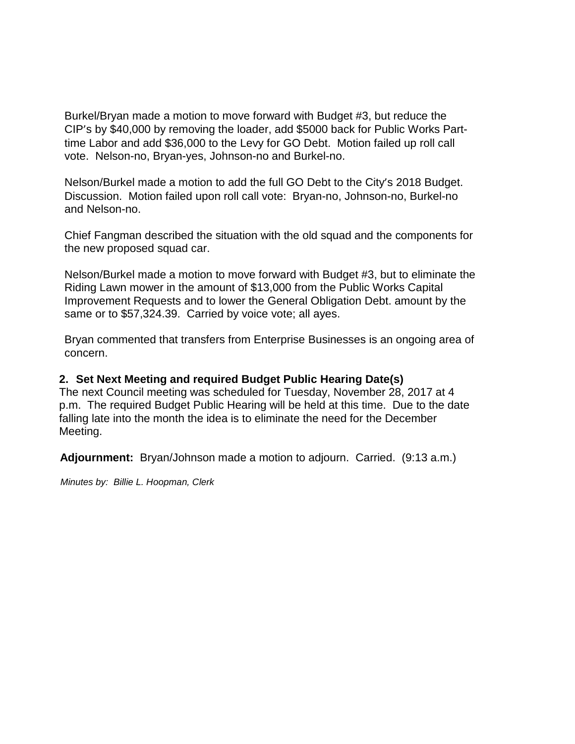Burkel/Bryan made a motion to move forward with Budget #3, but reduce the CIP's by $40,000 by removing the loader, add $5000 back for Public Works Part-time Labor and add $36,000 to the Levy for GO Debt. Motion failed up roll call vote. Nelson-no, Bryan-yes, Johnson-no and Burkel-no.

Nelson/Burkel made a motion to add the full GO Debt to the City's 2018 Budget. Discussion. Motion failed upon roll call vote: Bryan-no, Johnson-no, Burkel-no and Nelson-no.

Chief Fangman described the situation with the old squad and the components for the new proposed squad car.

Nelson/Burkel made a motion to move forward with Budget #3, but to eliminate the Riding Lawn mower in the amount of $13,000 from the Public Works Capital Improvement Requests and to lower the General Obligation Debt. amount by the same or to $57,324.39. Carried by voice vote; all ayes.

Bryan commented that transfers from Enterprise Businesses is an ongoing area of concern.

**2. Set Next Meeting and required Budget Public Hearing Date(s)**

The next Council meeting was scheduled for Tuesday, November 28, 2017 at 4 p.m. The required Budget Public Hearing will be held at this time. Due to the date falling late into the month the idea is to eliminate the need for the December Meeting.

**Adjournment:** Bryan/Johnson made a motion to adjourn. Carried. (9:13 a.m.)

*Minutes by: Billie L. Hoopman, Clerk*